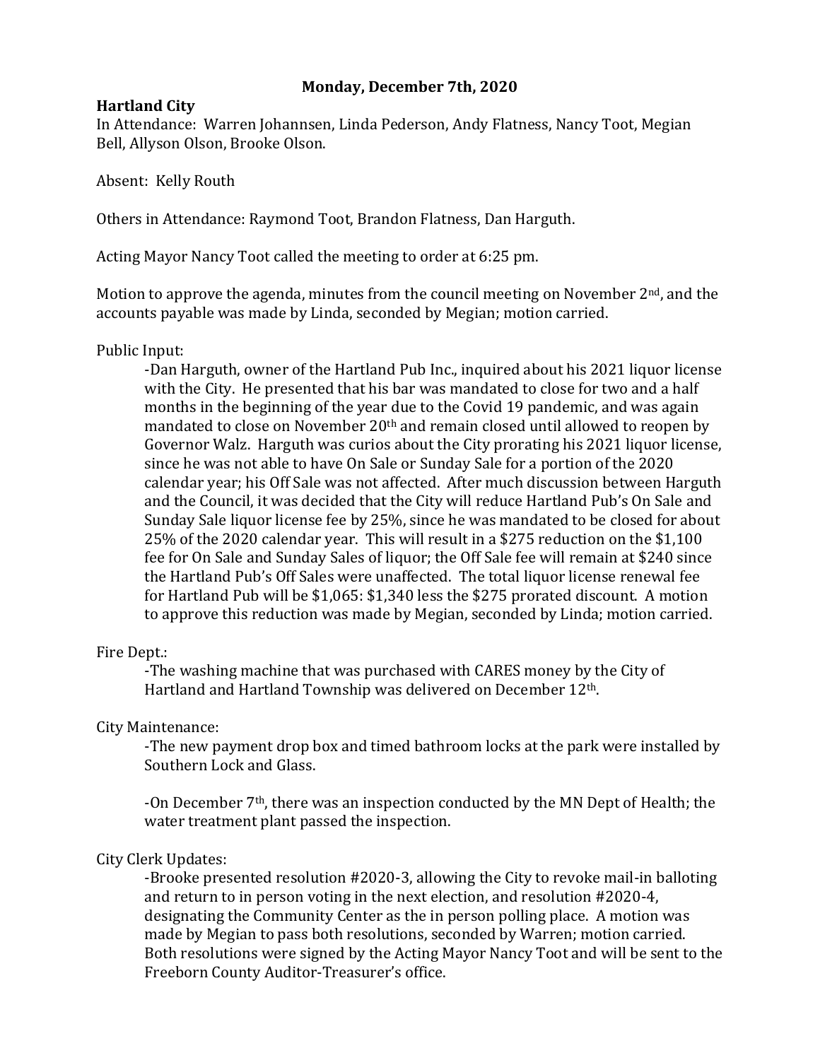**Monday, December 7th, 2020**

**Hartland City**

In Attendance: Warren Johannsen, Linda Pederson, Andy Flatness, Nancy Toot, Megian Bell, Allyson Olson, Brooke Olson.

Absent: Kelly Routh

Others in Attendance: Raymond Toot, Brandon Flatness, Dan Harguth.

Acting Mayor Nancy Toot called the meeting to order at 6:25 pm.

Motion to approve the agenda, minutes from the council meeting on November 2nd, and the accounts payable was made by Linda, seconded by Megian; motion carried.

Public Input:

-Dan Harguth, owner of the Hartland Pub Inc., inquired about his 2021 liquor license with the City. He presented that his bar was mandated to close for two and a half months in the beginning of the year due to the Covid 19 pandemic, and was again mandated to close on November 20th and remain closed until allowed to reopen by Governor Walz. Harguth was curios about the City prorating his 2021 liquor license, since he was not able to have On Sale or Sunday Sale for a portion of the 2020 calendar year; his Off Sale was not affected. After much discussion between Harguth and the Council, it was decided that the City will reduce Hartland Pub's On Sale and Sunday Sale liquor license fee by 25%, since he was mandated to be closed for about 25% of the 2020 calendar year. This will result in a $275 reduction on the $1,100 fee for On Sale and Sunday Sales of liquor; the Off Sale fee will remain at $240 since the Hartland Pub's Off Sales were unaffected. The total liquor license renewal fee for Hartland Pub will be $1,065: $1,340 less the $275 prorated discount. A motion to approve this reduction was made by Megian, seconded by Linda; motion carried.

Fire Dept.:

-The washing machine that was purchased with CARES money by the City of Hartland and Hartland Township was delivered on December 12th.

City Maintenance:

-The new payment drop box and timed bathroom locks at the park were installed by Southern Lock and Glass.

-On December 7th, there was an inspection conducted by the MN Dept of Health; the water treatment plant passed the inspection.

City Clerk Updates:

-Brooke presented resolution #2020-3, allowing the City to revoke mail-in balloting and return to in person voting in the next election, and resolution #2020-4, designating the Community Center as the in person polling place. A motion was made by Megian to pass both resolutions, seconded by Warren; motion carried. Both resolutions were signed by the Acting Mayor Nancy Toot and will be sent to the Freeborn County Auditor-Treasurer's office.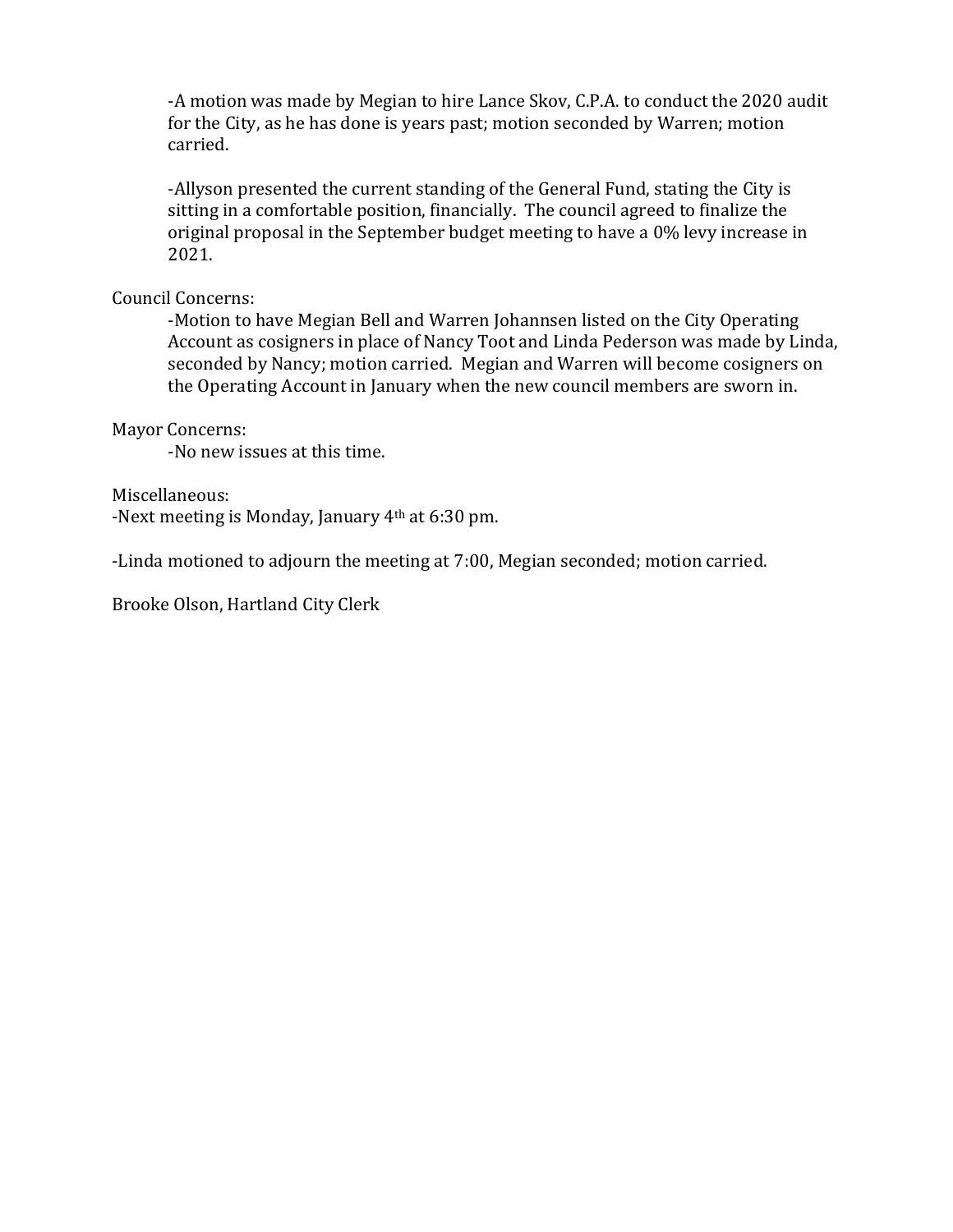-A motion was made by Megian to hire Lance Skov, C.P.A. to conduct the 2020 audit for the City, as he has done is years past; motion seconded by Warren; motion carried.

-Allyson presented the current standing of the General Fund, stating the City is sitting in a comfortable position, financially. The council agreed to finalize the original proposal in the September budget meeting to have a 0% levy increase in 2021.

Council Concerns:

-Motion to have Megian Bell and Warren Johannsen listed on the City Operating Account as cosigners in place of Nancy Toot and Linda Pederson was made by Linda, seconded by Nancy; motion carried. Megian and Warren will become cosigners on the Operating Account in January when the new council members are sworn in.

Mayor Concerns:

-No new issues at this time.

Miscellaneous:

-Next meeting is Monday, January 4th at 6:30 pm.

-Linda motioned to adjourn the meeting at 7:00, Megian seconded; motion carried.

Brooke Olson, Hartland City Clerk